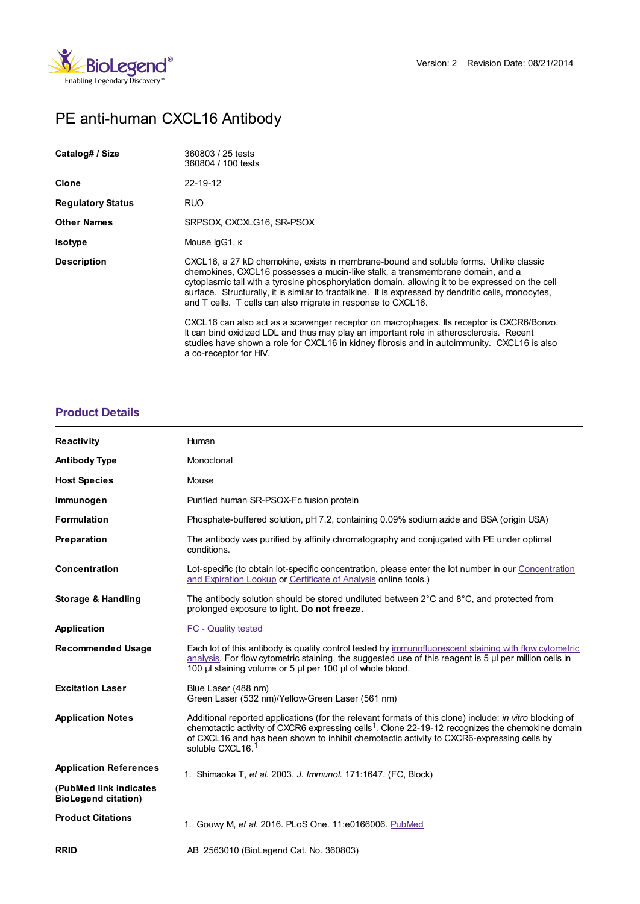Version: 2 Revision Date: 08/21/2014

# PE anti-human CXCL16 Antibody

| | |
|---|---|
| **Catalog# / Size** | 360803 / 25 tests<br>360804 / 100 tests |
| **Clone** | 22-19-12 |
| **Regulatory Status** | RUO |
| **Other Names** | SRPSOX, CXCXLG16, SR-PSOX |
| **Isotype** | Mouse IgG1, κ |
| **Description** | CXCL16, a 27 kD chemokine, exists in membrane-bound and soluble forms. Unlike classic chemokines, CXCL16 possesses a mucin-like stalk, a transmembrane domain, and a cytoplasmic tail with a tyrosine phosphorylation domain, allowing it to be expressed on the cell surface. Structurally, it is similar to fractalkine. It is expressed by dendritic cells, monocytes, and T cells. T cells can also migrate in response to CXCL16.<br><br>CXCL16 can also act as a scavenger receptor on macrophages. Its receptor is CXCR6/Bonzo. It can bind oxidized LDL and thus may play an important role in atherosclerosis. Recent studies have shown a role for CXCL16 in kidney fibrosis and in autoimmunity. CXCL16 is also a co-receptor for HIV. |

## Product Details

| | |
|---|---|
| **Reactivity** | Human |
| **Antibody Type** | Monoclonal |
| **Host Species** | Mouse |
| **Immunogen** | Purified human SR-PSOX-Fc fusion protein |
| **Formulation** | Phosphate-buffered solution, pH 7.2, containing 0.09% sodium azide and BSA (origin USA) |
| **Preparation** | The antibody was purified by affinity chromatography and conjugated with PE under optimal conditions. |
| **Concentration** | Lot-specific (to obtain lot-specific concentration, please enter the lot number in our Concentration and Expiration Lookup or Certificate of Analysis online tools.) |
| **Storage & Handling** | The antibody solution should be stored undiluted between 2°C and 8°C, and protected from prolonged exposure to light. **Do not freeze.** |
| **Application** | FC - Quality tested |
| **Recommended Usage** | Each lot of this antibody is quality control tested by immunofluorescent staining with flow cytometric analysis. For flow cytometric staining, the suggested use of this reagent is 5 µl per million cells in 100 µl staining volume or 5 µl per 100 µl of whole blood. |
| **Excitation Laser** | Blue Laser (488 nm)<br>Green Laser (532 nm)/Yellow-Green Laser (561 nm) |
| **Application Notes** | Additional reported applications (for the relevant formats of this clone) include: *in vitro* blocking of chemotactic activity of CXCR6 expressing cells[1]. Clone 22-19-12 recognizes the chemokine domain of CXCL16 and has been shown to inhibit chemotactic activity to CXCR6-expressing cells by soluble CXCL16.[1] |
| **Application References**<br><br>**(PubMed link indicates BioLegend citation)** | 1. Shimaoka T, *et al.* 2003. *J. Immunol.* 171:1647. (FC, Block) |
| **Product Citations** | 1. Gouwy M, *et al.* 2016. PLoS One. 11:e0166006. PubMed |
| **RRID** | AB_2563010 (BioLegend Cat. No. 360803) |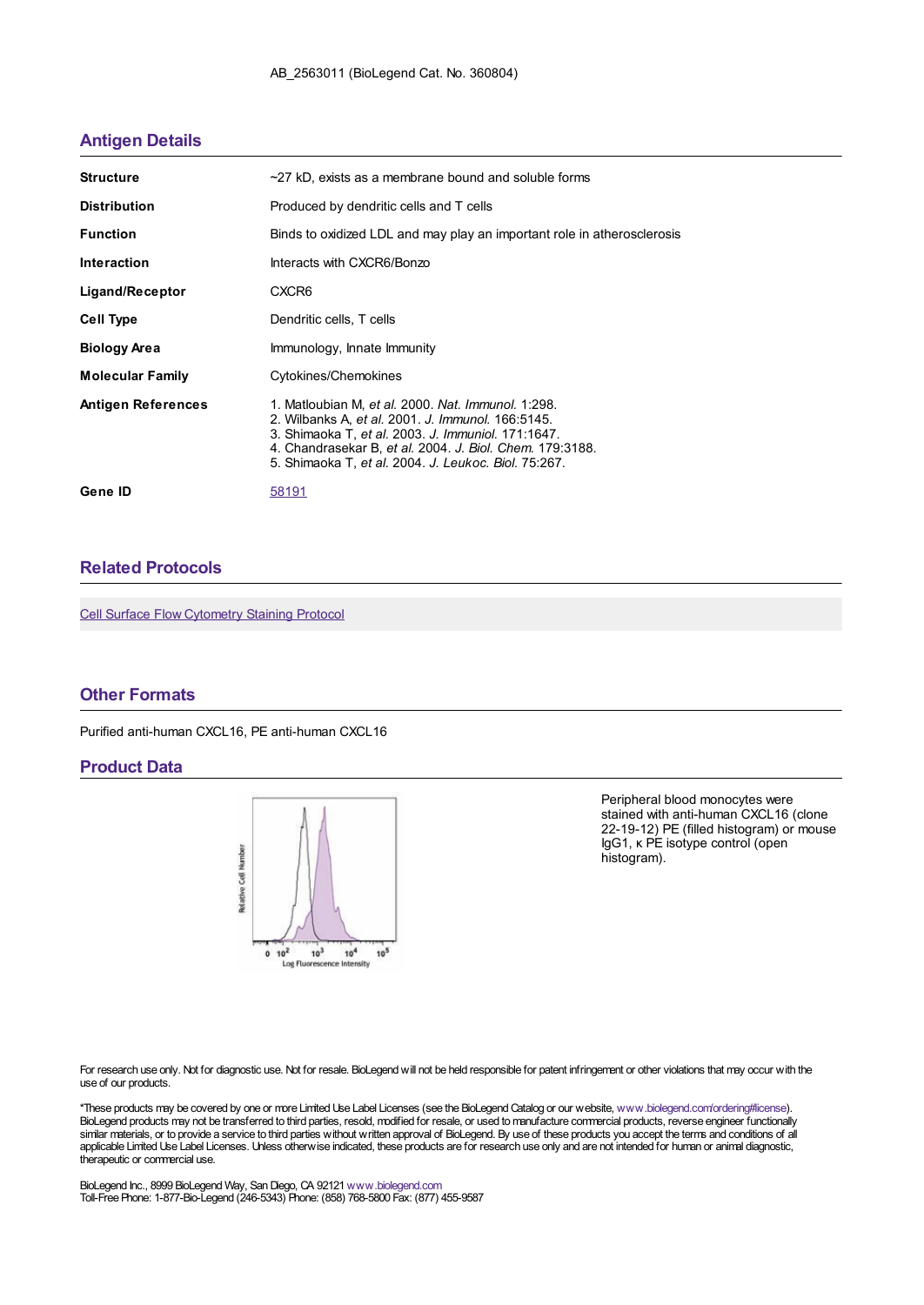AB_2563011 (BioLegend Cat. No. 360804)

## Antigen Details

| | |
|---|---|
| **Structure** | ~27 kD, exists as a membrane bound and soluble forms |
| **Distribution** | Produced by dendritic cells and T cells |
| **Function** | Binds to oxidized LDL and may play an important role in atherosclerosis |
| **Interaction** | Interacts with CXCR6/Bonzo |
| **Ligand/Receptor** | CXCR6 |
| **Cell Type** | Dendritic cells, T cells |
| **Biology Area** | Immunology, Innate Immunity |
| **Molecular Family** | Cytokines/Chemokines |
| **Antigen References** | 1. Matloubian M, *et al.* 2000. *Nat. Immunol.* 1:298.<br>2. Wilbanks A, *et al.* 2001. *J. Immunol.* 166:5145.<br>3. Shimaoka T, *et al.* 2003. *J. Immuniol.* 171:1647.<br>4. Chandrasekar B, *et al.* 2004. *J. Biol. Chem.* 179:3188.<br>5. Shimaoka T, *et al.* 2004. *J. Leukoc. Biol.* 75:267. |
| **Gene ID** | 58191 |

## Related Protocols

Cell Surface Flow Cytometry Staining Protocol

## Other Formats

Purified anti-human CXCL16, PE anti-human CXCL16

## Product Data

Relative Cell Number

0 $10^2$ $10^3$ $10^4$ $10^5$

Log Fluorescence Intensity

Peripheral blood monocytes were stained with anti-human CXCL16 (clone 22-19-12) PE (filled histogram) or mouse IgG1, κ PE isotype control (open histogram).

For research use only. Not for diagnostic use. Not for resale. BioLegend will not be held responsible for patent infringement or other violations that may occur with the use of our products.

*These products may be covered by one or more Limited Use Label Licenses (see the BioLegend Catalog or our website, www.biolegend.com/ordering#license). BioLegend products may not be transferred to third parties, resold, modified for resale, or used to manufacture commercial products, reverse engineer functionally similar materials, or to provide a service to third parties without written approval of BioLegend. By use of these products you accept the terms and conditions of all applicable Limited Use Label Licenses. Unless otherwise indicated, these products are for research use only and are not intended for human or animal diagnostic, therapeutic or commercial use.

BioLegend Inc., 8999 BioLegend Way, San Diego, CA 92121 www.biolegend.com
Toll-Free Phone: 1-877-Bio-Legend (246-5343) Phone: (858) 768-5800 Fax: (877) 455-9587